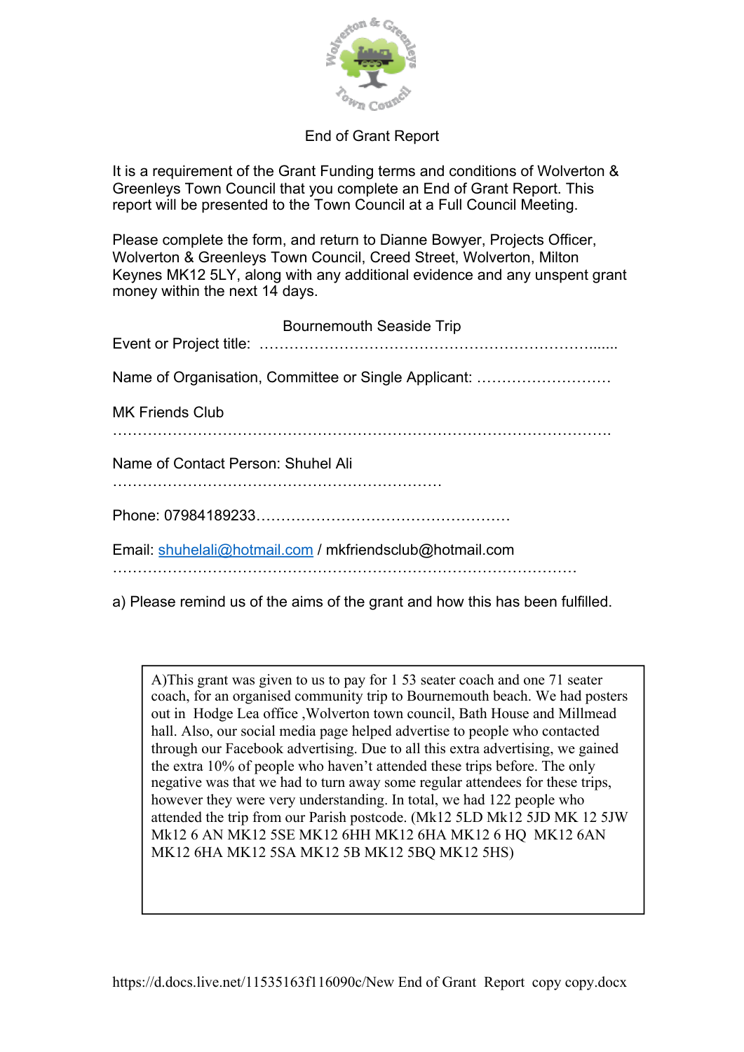# End of Grant Report

It is a requirement of the Grant Funding terms and conditions of Wolverton & Greenleys Town Council that you complete an End of Grant Report. This report will be presented to the Town Council at a Full Council Meeting.

Please complete the form, and return to Dianne Bowyer, Projects Officer, Wolverton & Greenleys Town Council, Creed Street, Wolverton, Milton Keynes MK12 5LY, along with any additional evidence and any unspent grant money within the next 14 days.

Event or Project title: Bournemouth Seaside Trip

Name of Organisation, Committee or Single Applicant: MK Friends Club

Name of Contact Person: Shuhel Ali

Phone: 07984189233

Email: shuhelali@hotmail.com / mkfriendsclub@hotmail.com

a) Please remind us of the aims of the grant and how this has been fulfilled.

A)This grant was given to us to pay for 1 53 seater coach and one 71 seater coach, for an organised community trip to Bournemouth beach. We had posters out in Hodge Lea office ,Wolverton town council, Bath House and Millmead hall. Also, our social media page helped advertise to people who contacted through our Facebook advertising. Due to all this extra advertising, we gained the extra 10% of people who haven't attended these trips before. The only negative was that we had to turn away some regular attendees for these trips, however they were very understanding. In total, we had 122 people who attended the trip from our Parish postcode. (Mk12 5LD Mk12 5JD MK 12 5JW Mk12 6 AN MK12 5SE MK12 6HH MK12 6HA MK12 6 HQ MK12 6AN MK12 6HA MK12 5SA MK12 5B MK12 5BQ MK12 5HS)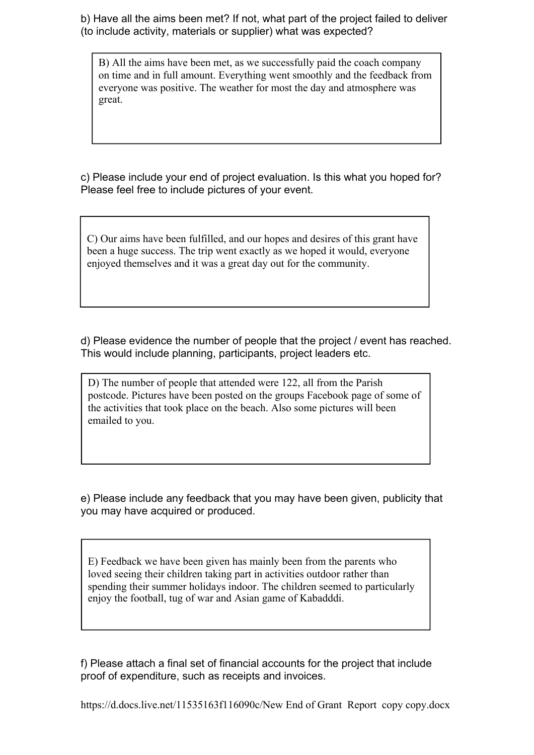b) Have all the aims been met? If not, what part of the project failed to deliver (to include activity, materials or supplier) what was expected?

> B) All the aims have been met, as we successfully paid the coach company on time and in full amount. Everything went smoothly and the feedback from everyone was positive. The weather for most the day and atmosphere was great.

c) Please include your end of project evaluation. Is this what you hoped for? Please feel free to include pictures of your event.

> C) Our aims have been fulfilled, and our hopes and desires of this grant have been a huge success. The trip went exactly as we hoped it would, everyone enjoyed themselves and it was a great day out for the community.

d) Please evidence the number of people that the project / event has reached. This would include planning, participants, project leaders etc.

> D) The number of people that attended were 122, all from the Parish postcode. Pictures have been posted on the groups Facebook page of some of the activities that took place on the beach. Also some pictures will been emailed to you.

e) Please include any feedback that you may have been given, publicity that you may have acquired or produced.

> E) Feedback we have been given has mainly been from the parents who loved seeing their children taking part in activities outdoor rather than spending their summer holidays indoor. The children seemed to particularly enjoy the football, tug of war and Asian game of Kabadddi.

f) Please attach a final set of financial accounts for the project that include proof of expenditure, such as receipts and invoices.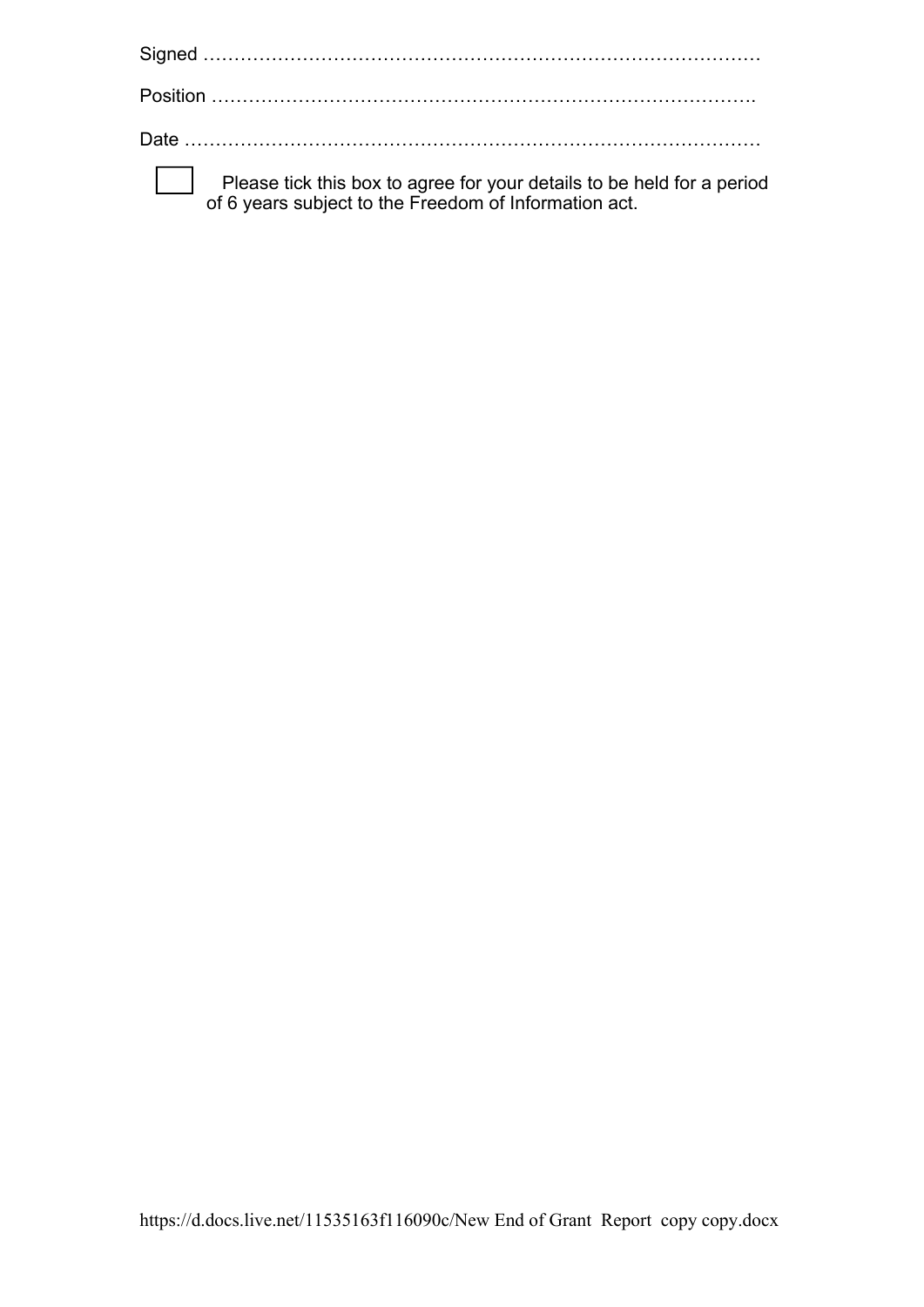Signed ………………………………………………………………………………

Position …………………………………………………………………………….

Date …………………………………………………………………………………

☐ Please tick this box to agree for your details to be held for a period of 6 years subject to the Freedom of Information act.